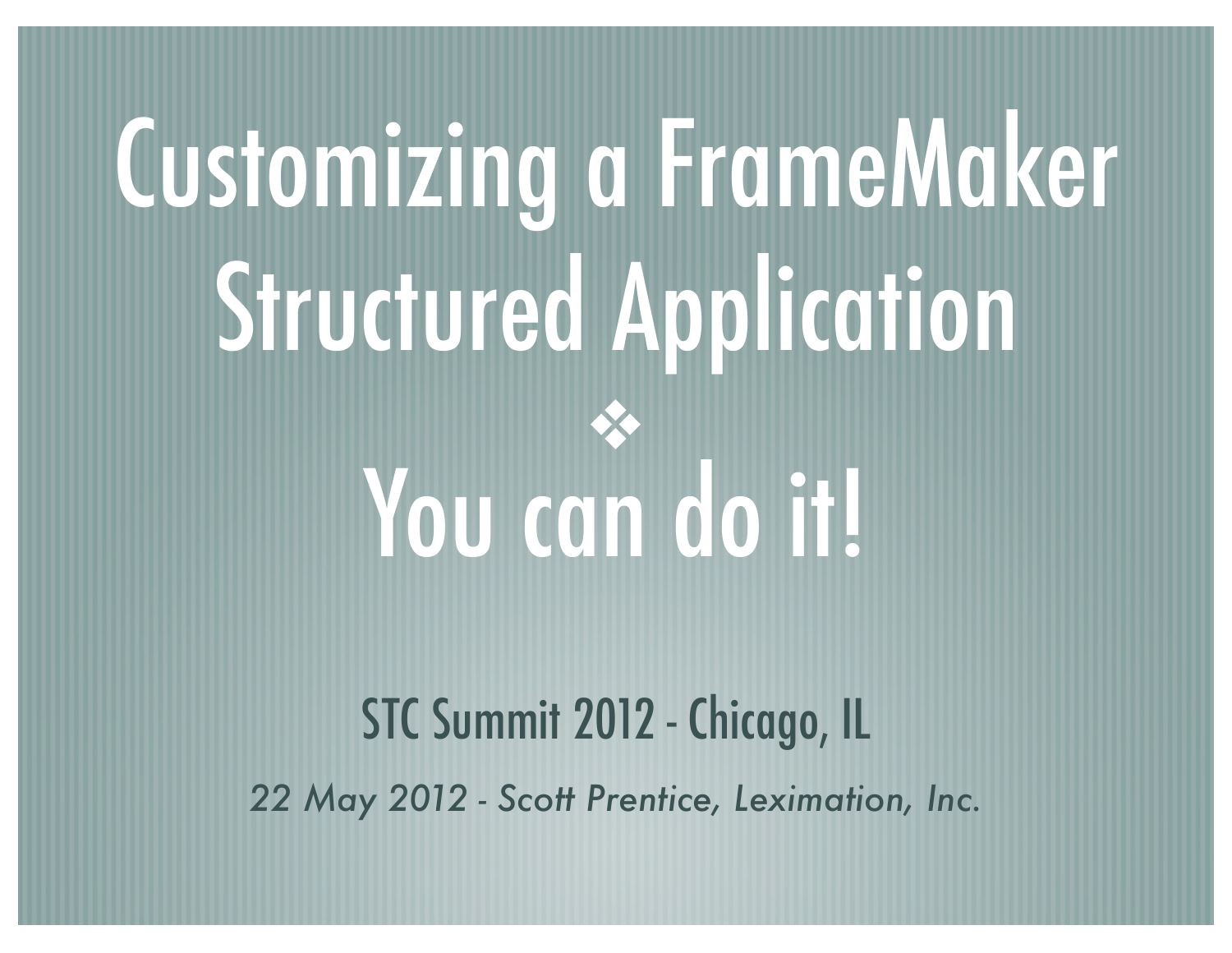# Customizing a FrameMaker Structured Application

❖

# You can do it!

STC Summit 2012 - Chicago, IL

*22 May 2012 - Scott Prentice, Leximation, Inc.*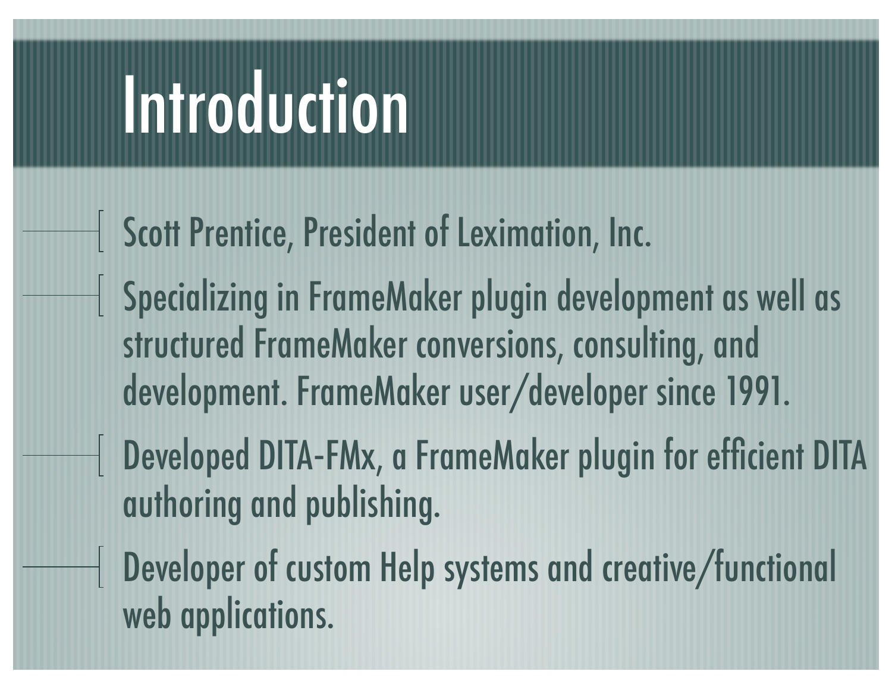# Introduction

- Scott Prentice, President of Leximation, Inc.
- Specializing in FrameMaker plugin development as well as structured FrameMaker conversions, consulting, and development. FrameMaker user/developer since 1991.
- Developed DITA-FMx, a FrameMaker plugin for efficient DITA authoring and publishing.
- Developer of custom Help systems and creative/functional web applications.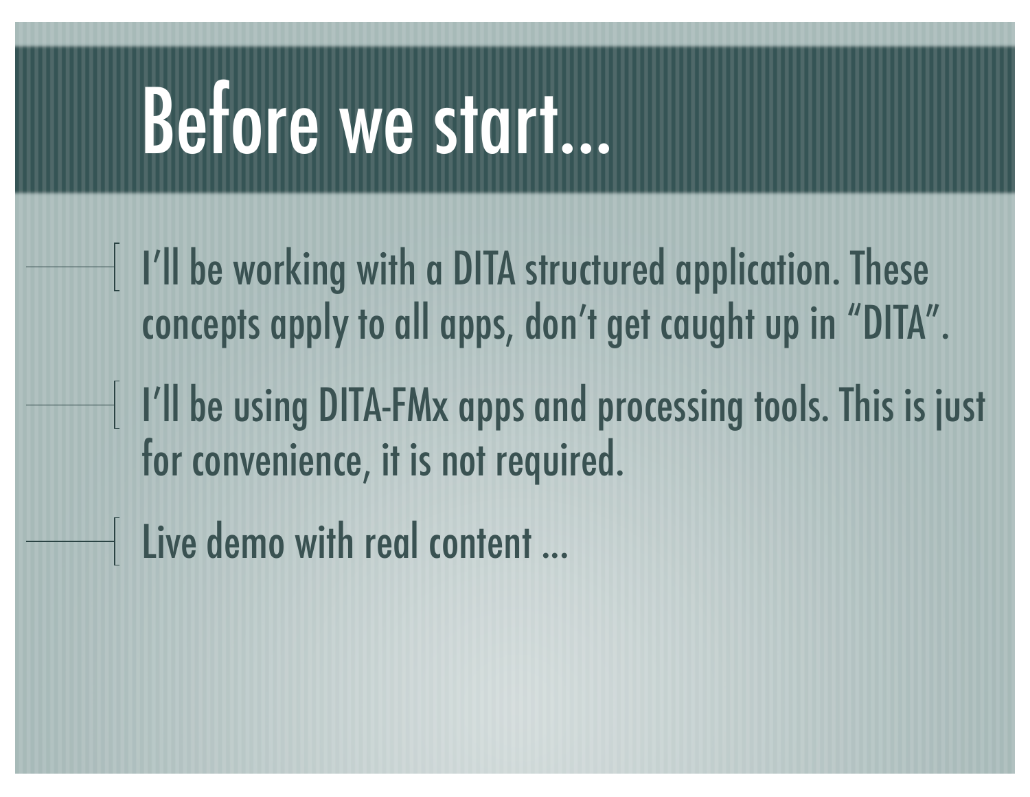# Before we start...

- I’ll be working with a DITA structured application. These concepts apply to all apps, don’t get caught up in “DITA”.
- I’ll be using DITA-FMx apps and processing tools. This is just for convenience, it is not required.
- Live demo with real content ...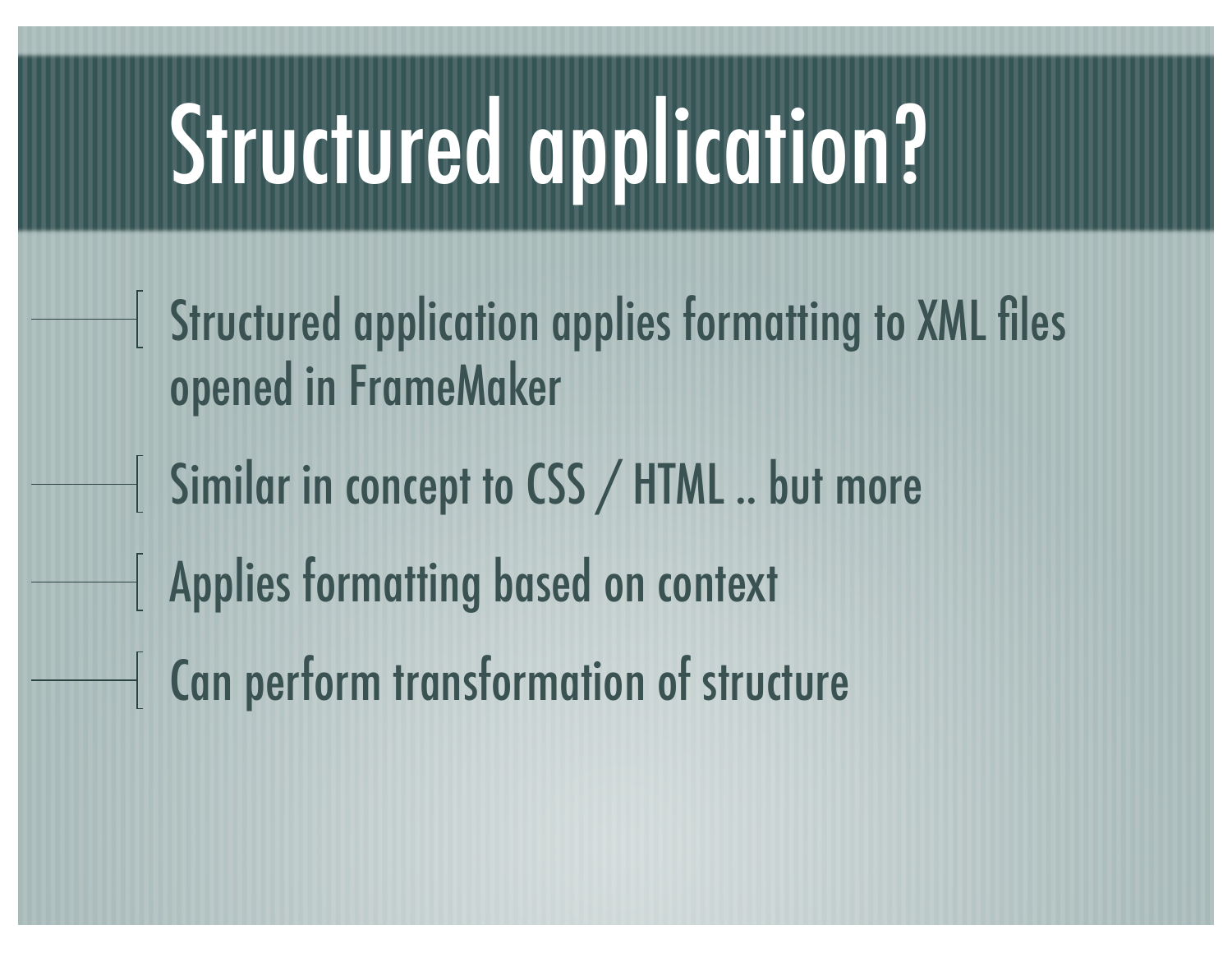# Structured application?

- Structured application applies formatting to XML files opened in FrameMaker
- Similar in concept to CSS / HTML .. but more
- Applies formatting based on context
- Can perform transformation of structure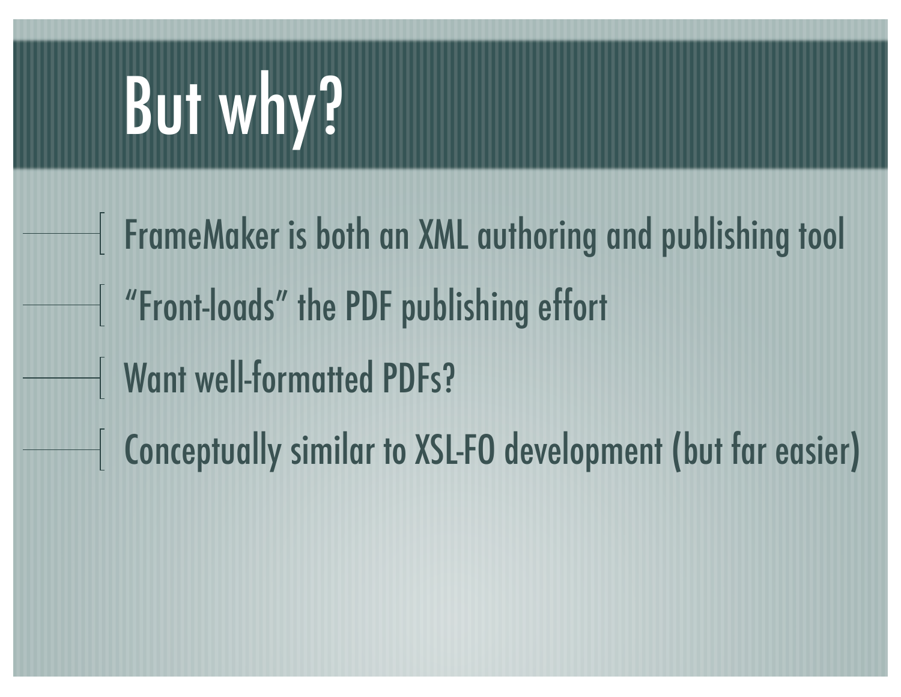# But why?

- FrameMaker is both an XML authoring and publishing tool
- "Front-loads" the PDF publishing effort
- Want well-formatted PDFs?
- Conceptually similar to XSL-FO development (but far easier)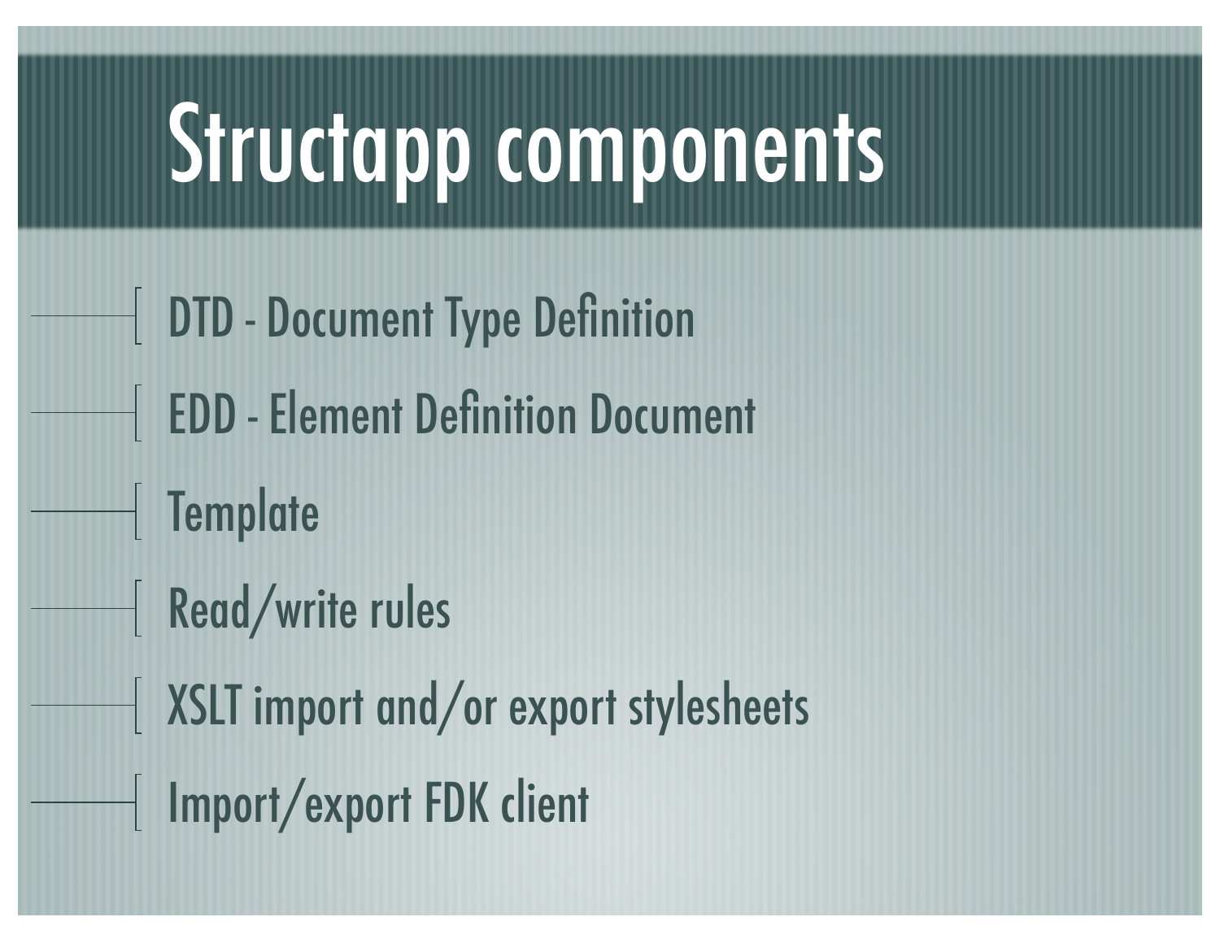# Structapp components

- DTD - Document Type Definition
- EDD - Element Definition Document
- Template
- Read/write rules
- XSLT import and/or export stylesheets
- Import/export FDK client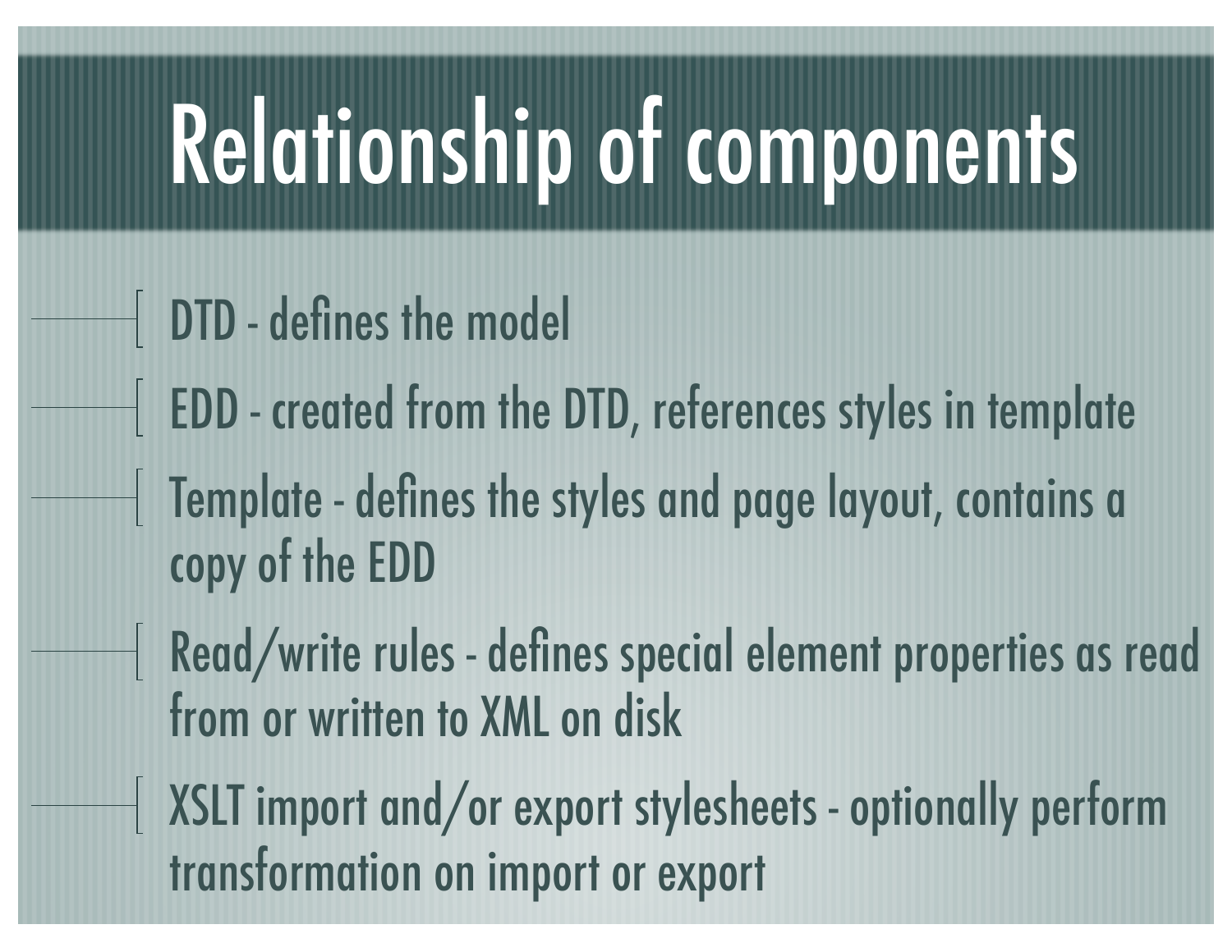# Relationship of components

- DTD - defines the model
- EDD - created from the DTD, references styles in template
- Template - defines the styles and page layout, contains a copy of the EDD
- Read/write rules - defines special element properties as read from or written to XML on disk
- XSLT import and/or export stylesheets - optionally perform transformation on import or export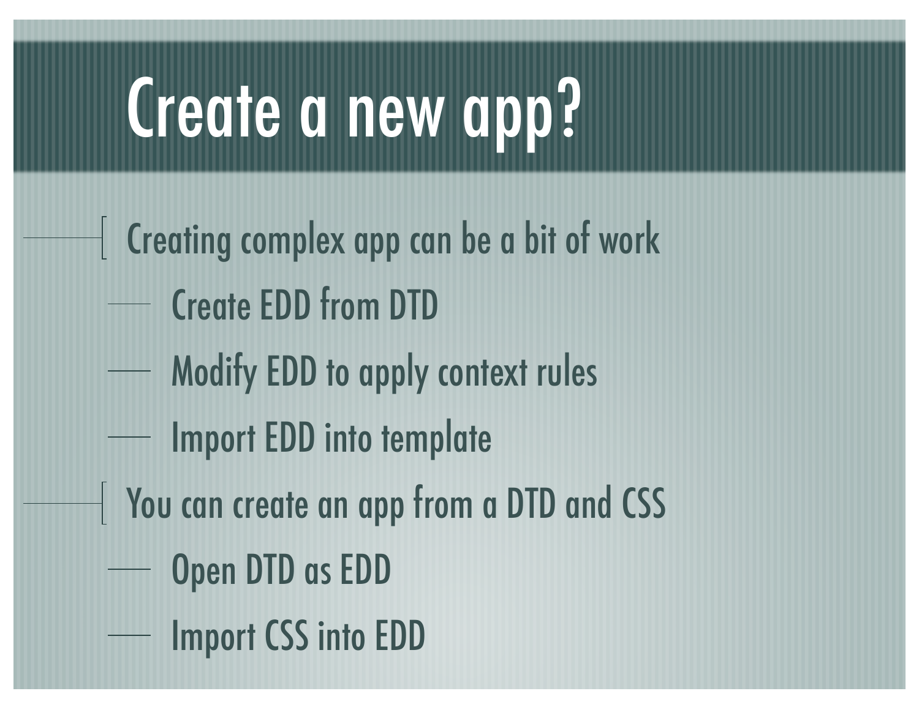# Create a new app?

- Creating complex app can be a bit of work
  - Create EDD from DTD
  - Modify EDD to apply context rules
  - Import EDD into template
- You can create an app from a DTD and CSS
  - Open DTD as EDD
  - Import CSS into EDD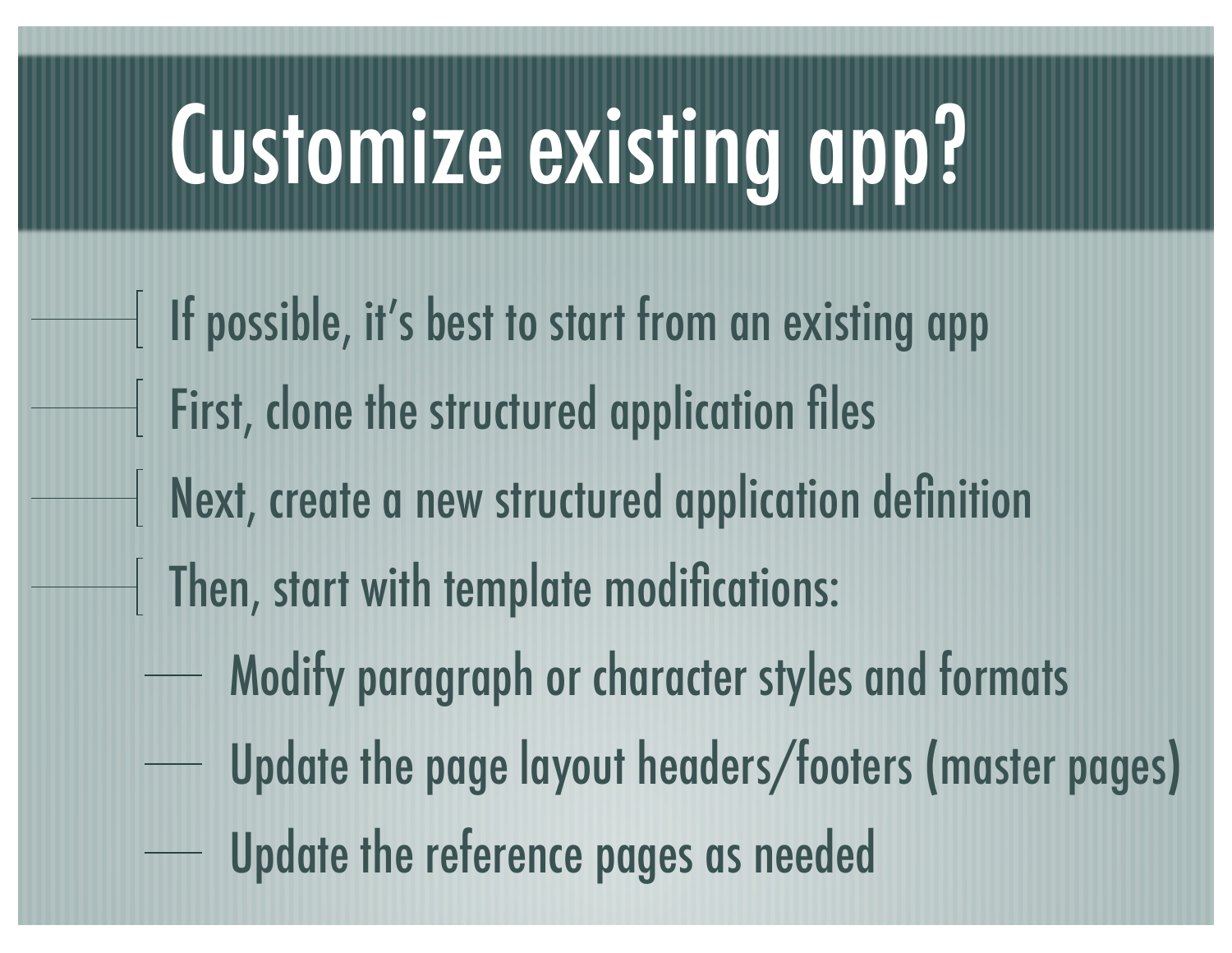# Customize existing app?

- If possible, it's best to start from an existing app
- First, clone the structured application files
- Next, create a new structured application definition
- Then, start with template modifications:
  - Modify paragraph or character styles and formats
  - Update the page layout headers/footers (master pages)
  - Update the reference pages as needed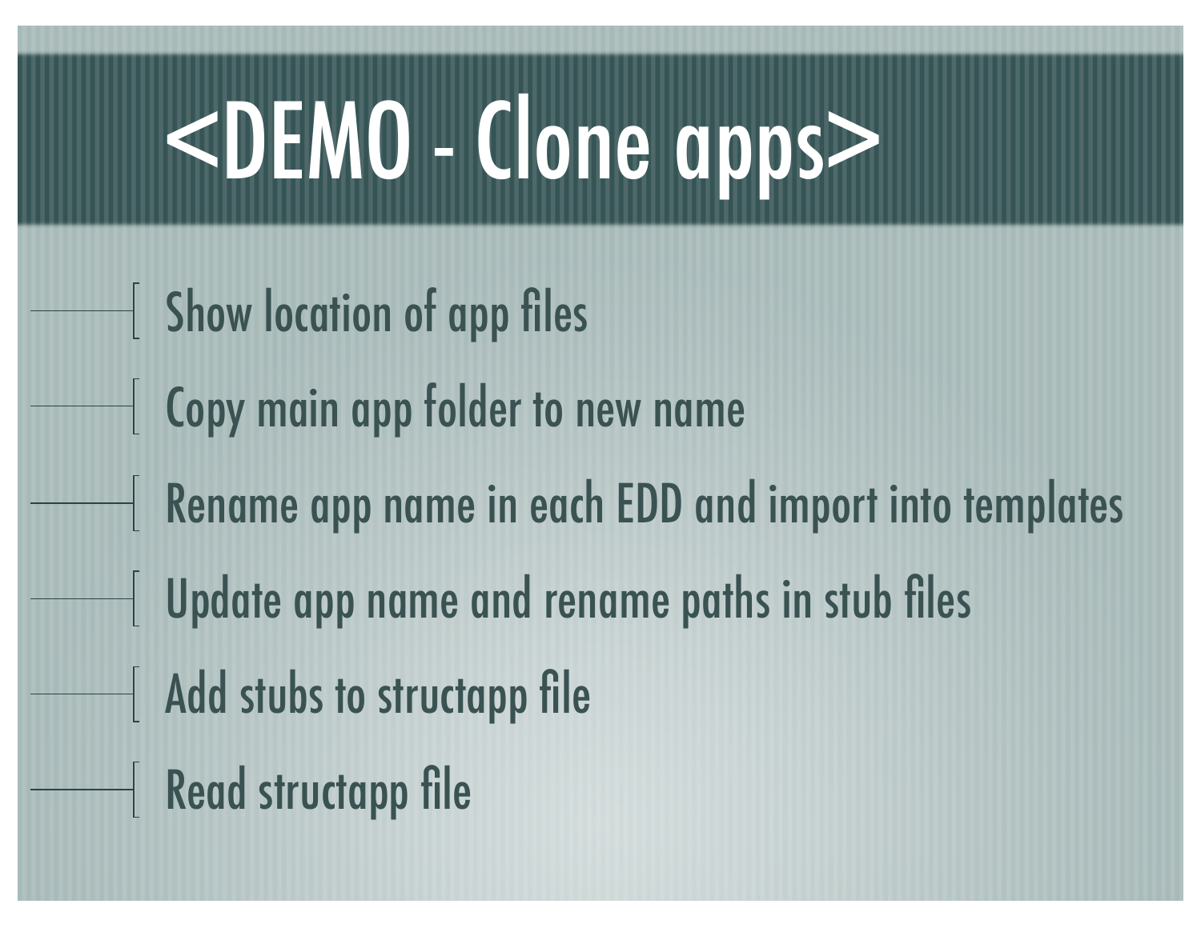# <DEMO - Clone apps>

- Show location of app files
- Copy main app folder to new name
- Rename app name in each EDD and import into templates
- Update app name and rename paths in stub files
- Add stubs to structapp file
- Read structapp file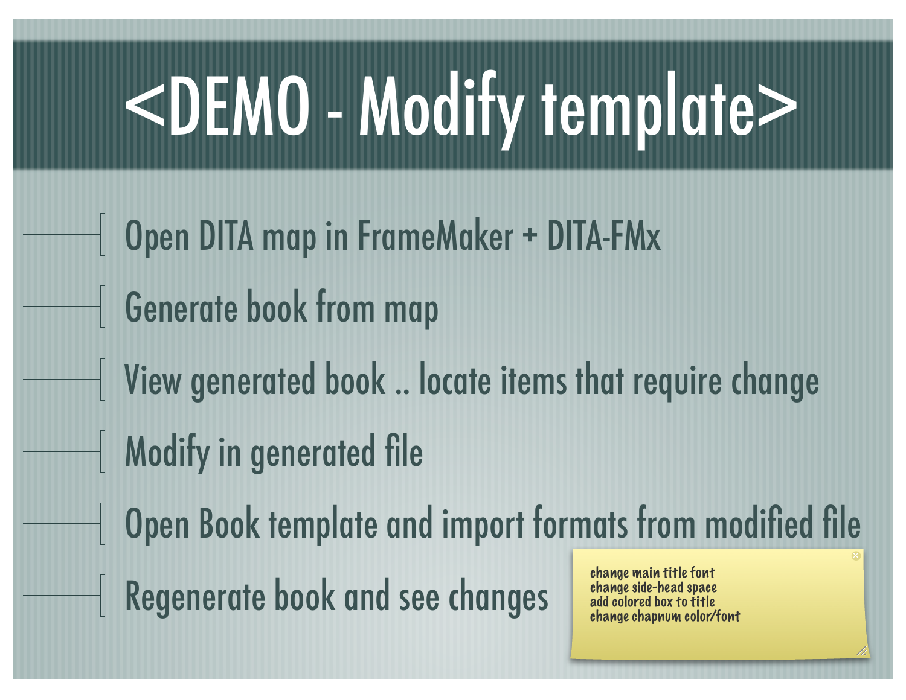# <DEMO - Modify template>

- Open DITA map in FrameMaker + DITA-FMx
- Generate book from map
- View generated book .. locate items that require change
- Modify in generated file
- Open Book template and import formats from modified file
- Regenerate book and see changes

change main title font
change side-head space
add colored box to title
change chapnum color/font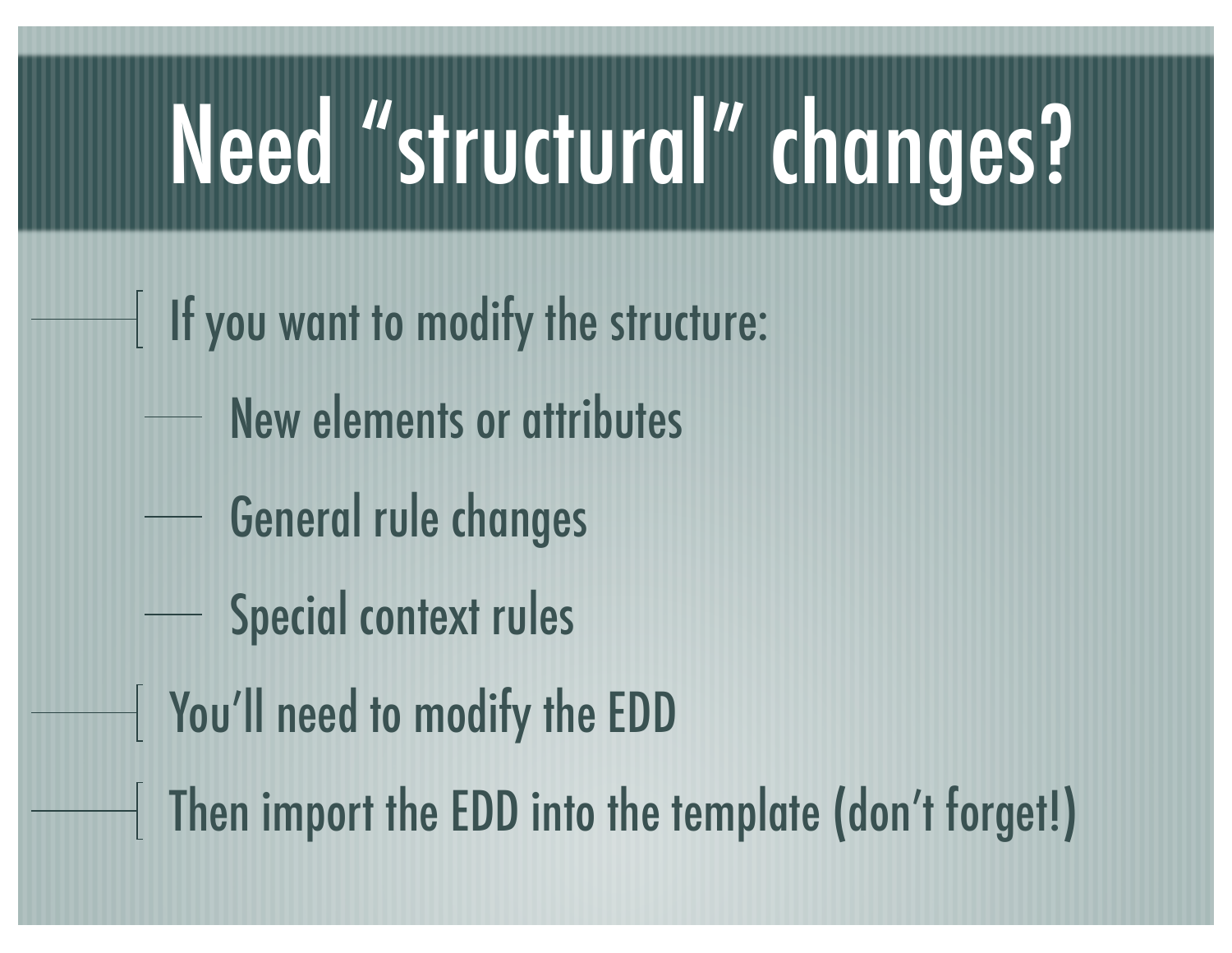# Need “structural” changes?

- If you want to modify the structure:
  - New elements or attributes
  - General rule changes
  - Special context rules
- You’ll need to modify the EDD
- Then import the EDD into the template (don’t forget!)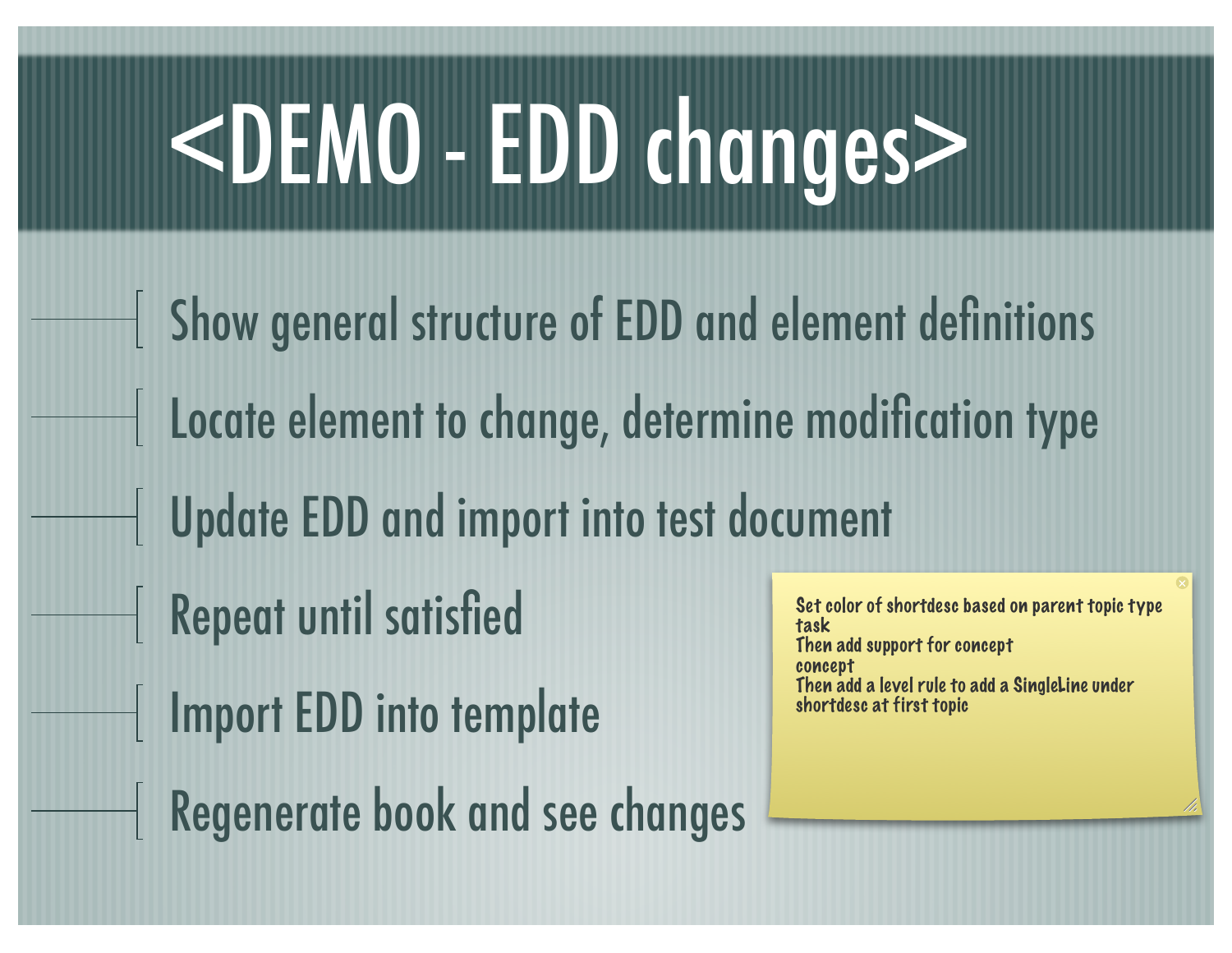# <DEMO - EDD changes>

- Show general structure of EDD and element definitions
- Locate element to change, determine modification type
- Update EDD and import into test document
- Repeat until satisfied
- Import EDD into template
- Regenerate book and see changes

Set color of shortdesc based on parent topic type
task
Then add support for concept
concept
Then add a level rule to add a SingleLine under shortdesc at first topic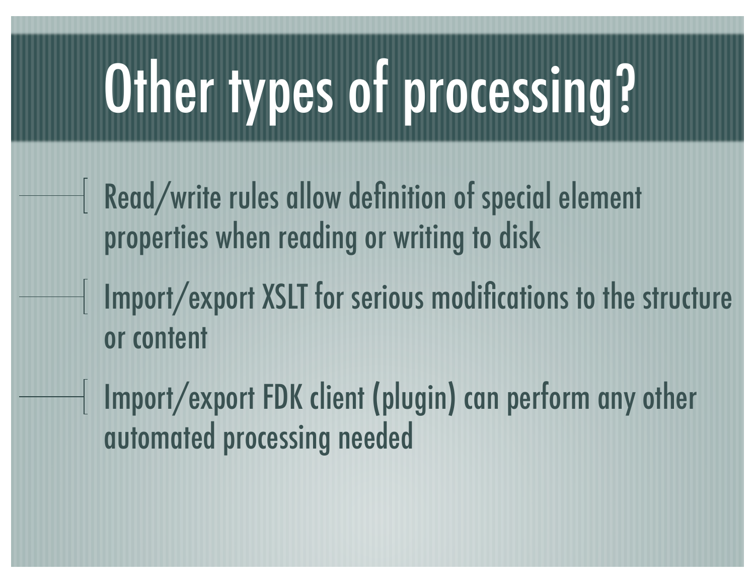# Other types of processing?

- Read/write rules allow definition of special element properties when reading or writing to disk
- Import/export XSLT for serious modifications to the structure or content
- Import/export FDK client (plugin) can perform any other automated processing needed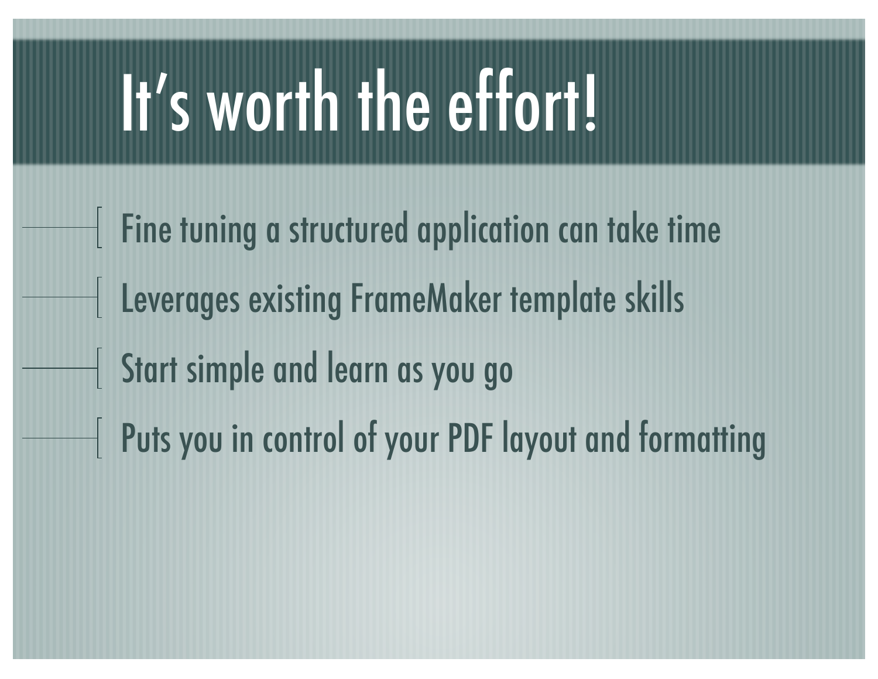# It’s worth the effort!

- Fine tuning a structured application can take time
- Leverages existing FrameMaker template skills
- Start simple and learn as you go
- Puts you in control of your PDF layout and formatting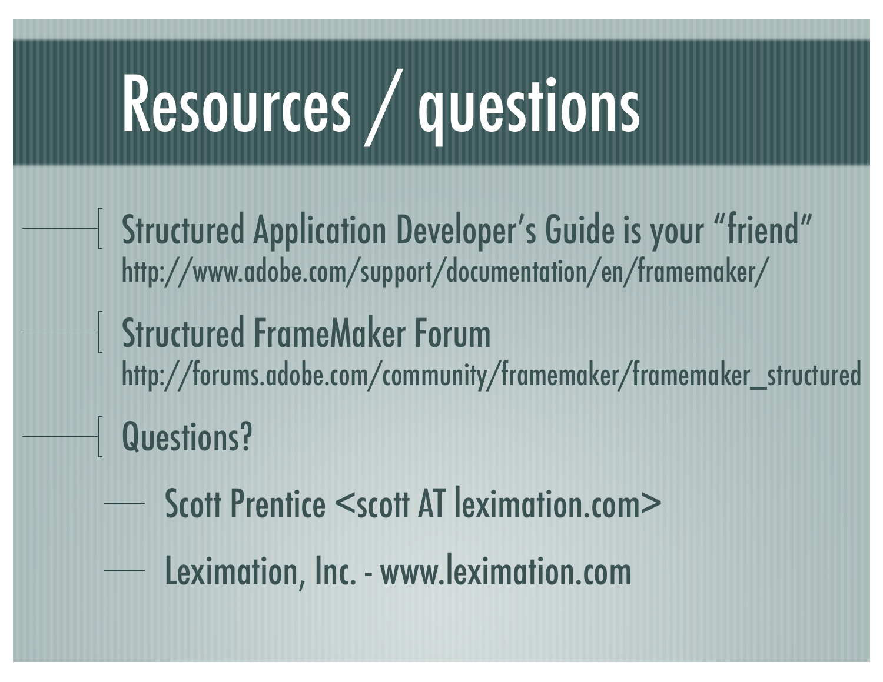# Resources / questions

- Structured Application Developer’s Guide is your “friend”
  http://www.adobe.com/support/documentation/en/framemaker/
- Structured FrameMaker Forum
  http://forums.adobe.com/community/framemaker/framemaker_structured
- Questions?
  - Scott Prentice <scott AT leximation.com>
  - Leximation, Inc. - www.leximation.com